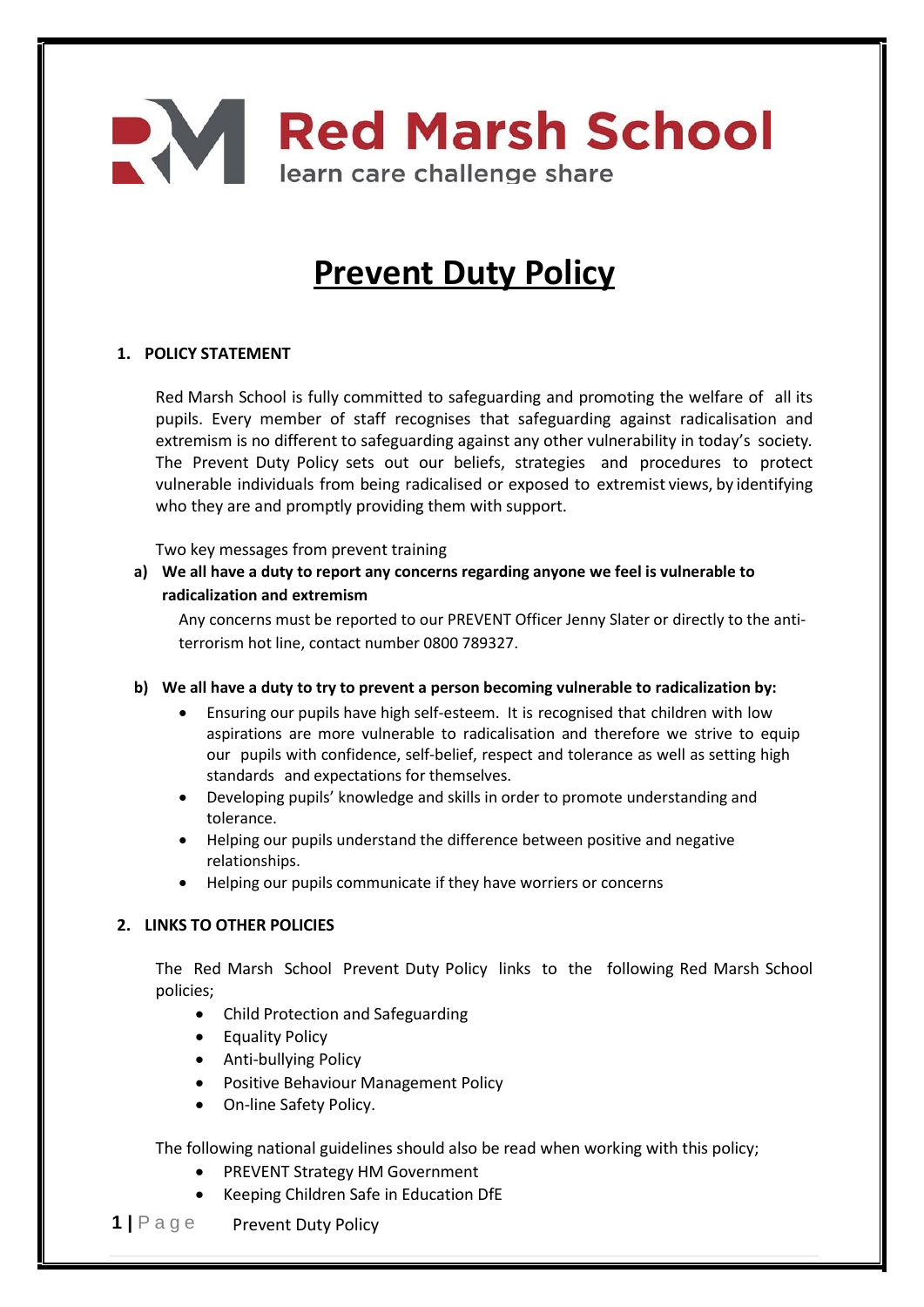# Red Marsh School

learn care challenge share

# Prevent Duty Policy

## 1. POLICY STATEMENT

Red Marsh School is fully committed to safeguarding and promoting the welfare of all its pupils. Every member of staff recognises that safeguarding against radicalisation and extremism is no different to safeguarding against any other vulnerability in today's society. The Prevent Duty Policy sets out our beliefs, strategies and procedures to protect vulnerable individuals from being radicalised or exposed to extremist views, by identifying who they are and promptly providing them with support.

Two key messages from prevent training

**a) We all have a duty to report any concerns regarding anyone we feel is vulnerable to radicalization and extremism**

Any concerns must be reported to our PREVENT Officer Jenny Slater or directly to the anti-terrorism hot line, contact number 0800 789327.

**b) We all have a duty to try to prevent a person becoming vulnerable to radicalization by:**

- Ensuring our pupils have high self-esteem. It is recognised that children with low aspirations are more vulnerable to radicalisation and therefore we strive to equip our pupils with confidence, self-belief, respect and tolerance as well as setting high standards and expectations for themselves.
- Developing pupils' knowledge and skills in order to promote understanding and tolerance.
- Helping our pupils understand the difference between positive and negative relationships.
- Helping our pupils communicate if they have worriers or concerns

## 2. LINKS TO OTHER POLICIES

The Red Marsh School Prevent Duty Policy links to the following Red Marsh School policies;

- Child Protection and Safeguarding
- Equality Policy
- Anti-bullying Policy
- Positive Behaviour Management Policy
- On-line Safety Policy.

The following national guidelines should also be read when working with this policy;

- PREVENT Strategy HM Government
- Keeping Children Safe in Education DfE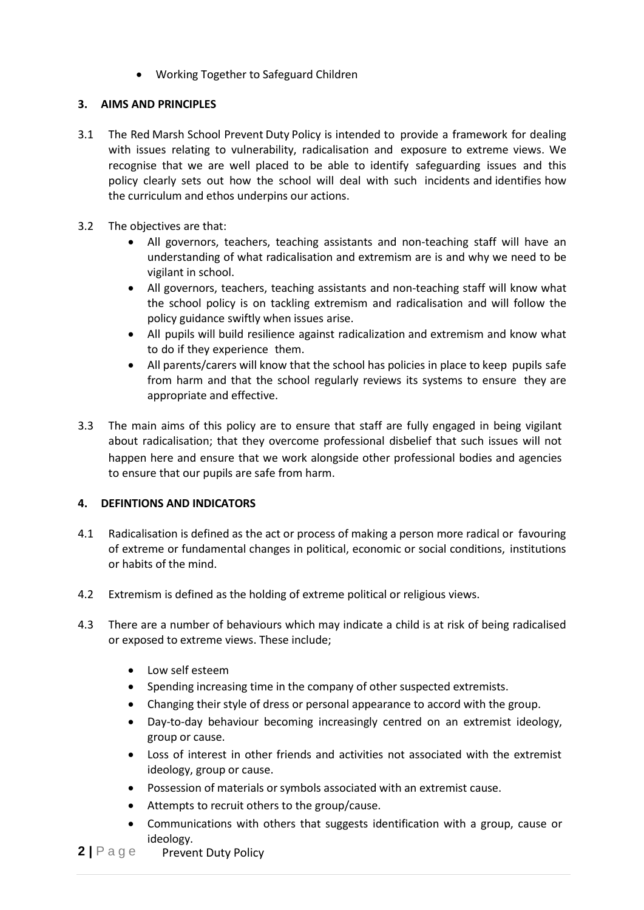- Working Together to Safeguard Children

## 3. AIMS AND PRINCIPLES

3.1 The Red Marsh School Prevent Duty Policy is intended to provide a framework for dealing with issues relating to vulnerability, radicalisation and exposure to extreme views. We recognise that we are well placed to be able to identify safeguarding issues and this policy clearly sets out how the school will deal with such incidents and identifies how the curriculum and ethos underpins our actions.

3.2 The objectives are that:

- All governors, teachers, teaching assistants and non-teaching staff will have an understanding of what radicalisation and extremism are is and why we need to be vigilant in school.
- All governors, teachers, teaching assistants and non-teaching staff will know what the school policy is on tackling extremism and radicalisation and will follow the policy guidance swiftly when issues arise.
- All pupils will build resilience against radicalization and extremism and know what to do if they experience them.
- All parents/carers will know that the school has policies in place to keep pupils safe from harm and that the school regularly reviews its systems to ensure they are appropriate and effective.

3.3 The main aims of this policy are to ensure that staff are fully engaged in being vigilant about radicalisation; that they overcome professional disbelief that such issues will not happen here and ensure that we work alongside other professional bodies and agencies to ensure that our pupils are safe from harm.

## 4. DEFINTIONS AND INDICATORS

4.1 Radicalisation is defined as the act or process of making a person more radical or favouring of extreme or fundamental changes in political, economic or social conditions, institutions or habits of the mind.

4.2 Extremism is defined as the holding of extreme political or religious views.

4.3 There are a number of behaviours which may indicate a child is at risk of being radicalised or exposed to extreme views. These include;

- Low self esteem
- Spending increasing time in the company of other suspected extremists.
- Changing their style of dress or personal appearance to accord with the group.
- Day-to-day behaviour becoming increasingly centred on an extremist ideology, group or cause.
- Loss of interest in other friends and activities not associated with the extremist ideology, group or cause.
- Possession of materials or symbols associated with an extremist cause.
- Attempts to recruit others to the group/cause.
- Communications with others that suggests identification with a group, cause or ideology.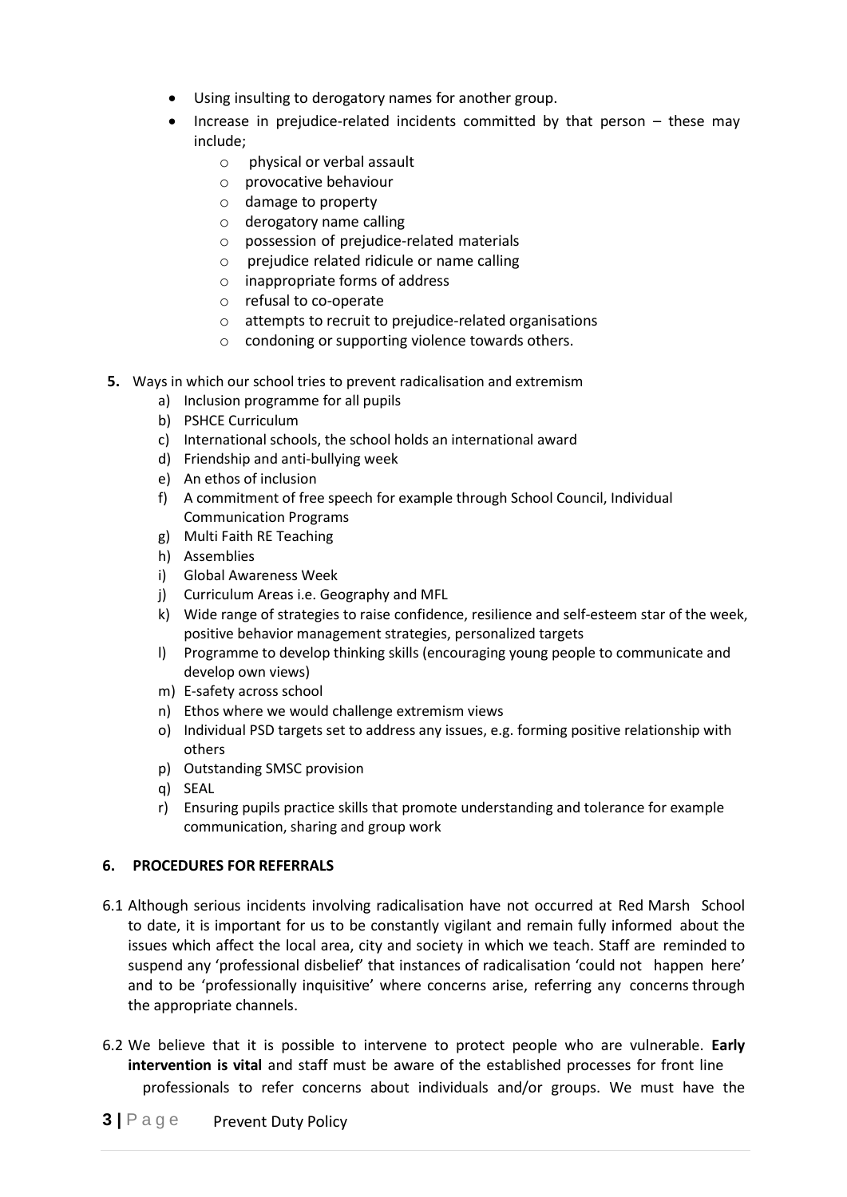- Using insulting to derogatory names for another group.
- Increase in prejudice-related incidents committed by that person – these may include;
    - physical or verbal assault
    - provocative behaviour
    - damage to property
    - derogatory name calling
    - possession of prejudice-related materials
    - prejudice related ridicule or name calling
    - inappropriate forms of address
    - refusal to co-operate
    - attempts to recruit to prejudice-related organisations
    - condoning or supporting violence towards others.

**5.** Ways in which our school tries to prevent radicalisation and extremism

a) Inclusion programme for all pupils
b) PSHCE Curriculum
c) International schools, the school holds an international award
d) Friendship and anti-bullying week
e) An ethos of inclusion
f) A commitment of free speech for example through School Council, Individual Communication Programs
g) Multi Faith RE Teaching
h) Assemblies
i) Global Awareness Week
j) Curriculum Areas i.e. Geography and MFL
k) Wide range of strategies to raise confidence, resilience and self-esteem star of the week, positive behavior management strategies, personalized targets
l) Programme to develop thinking skills (encouraging young people to communicate and develop own views)
m) E-safety across school
n) Ethos where we would challenge extremism views
o) Individual PSD targets set to address any issues, e.g. forming positive relationship with others
p) Outstanding SMSC provision
q) SEAL
r) Ensuring pupils practice skills that promote understanding and tolerance for example communication, sharing and group work

## 6. PROCEDURES FOR REFERRALS

6.1 Although serious incidents involving radicalisation have not occurred at Red Marsh School to date, it is important for us to be constantly vigilant and remain fully informed about the issues which affect the local area, city and society in which we teach. Staff are reminded to suspend any 'professional disbelief' that instances of radicalisation 'could not happen here' and to be 'professionally inquisitive' where concerns arise, referring any concerns through the appropriate channels.

6.2 We believe that it is possible to intervene to protect people who are vulnerable. **Early intervention is vital** and staff must be aware of the established processes for front line professionals to refer concerns about individuals and/or groups. We must have the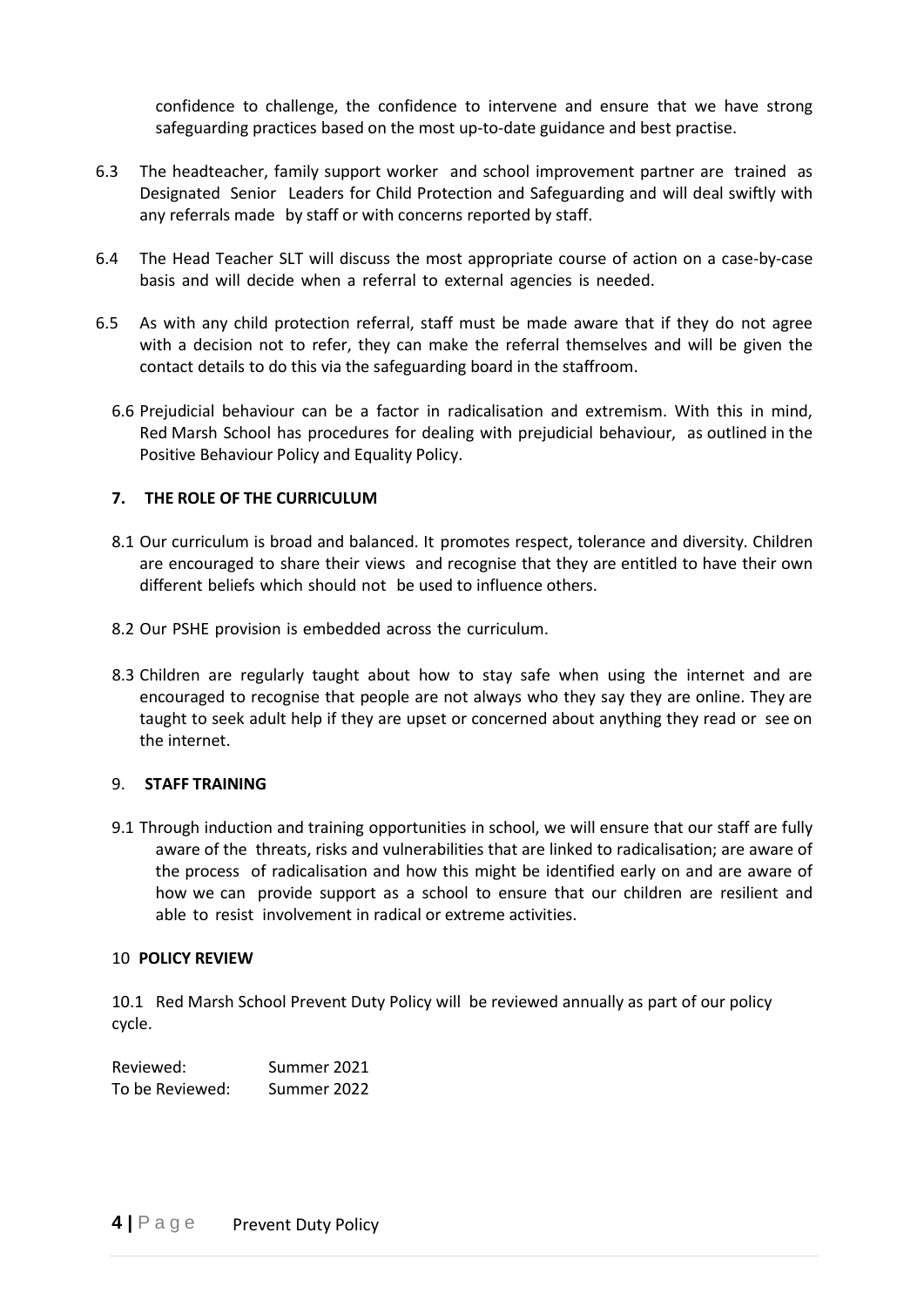confidence to challenge, the confidence to intervene and ensure that we have strong safeguarding practices based on the most up-to-date guidance and best practise.

6.3 The headteacher, family support worker and school improvement partner are trained as Designated Senior Leaders for Child Protection and Safeguarding and will deal swiftly with any referrals made by staff or with concerns reported by staff.

6.4 The Head Teacher SLT will discuss the most appropriate course of action on a case-by-case basis and will decide when a referral to external agencies is needed.

6.5 As with any child protection referral, staff must be made aware that if they do not agree with a decision not to refer, they can make the referral themselves and will be given the contact details to do this via the safeguarding board in the staffroom.

6.6 Prejudicial behaviour can be a factor in radicalisation and extremism. With this in mind, Red Marsh School has procedures for dealing with prejudicial behaviour, as outlined in the Positive Behaviour Policy and Equality Policy.

## 7. THE ROLE OF THE CURRICULUM

8.1 Our curriculum is broad and balanced. It promotes respect, tolerance and diversity. Children are encouraged to share their views and recognise that they are entitled to have their own different beliefs which should not be used to influence others.

8.2 Our PSHE provision is embedded across the curriculum.

8.3 Children are regularly taught about how to stay safe when using the internet and are encouraged to recognise that people are not always who they say they are online. They are taught to seek adult help if they are upset or concerned about anything they read or see on the internet.

## 9. STAFF TRAINING

9.1 Through induction and training opportunities in school, we will ensure that our staff are fully aware of the threats, risks and vulnerabilities that are linked to radicalisation; are aware of the process of radicalisation and how this might be identified early on and are aware of how we can provide support as a school to ensure that our children are resilient and able to resist involvement in radical or extreme activities.

## 10 POLICY REVIEW

10.1 Red Marsh School Prevent Duty Policy will be reviewed annually as part of our policy cycle.

Reviewed: Summer 2021
To be Reviewed: Summer 2022